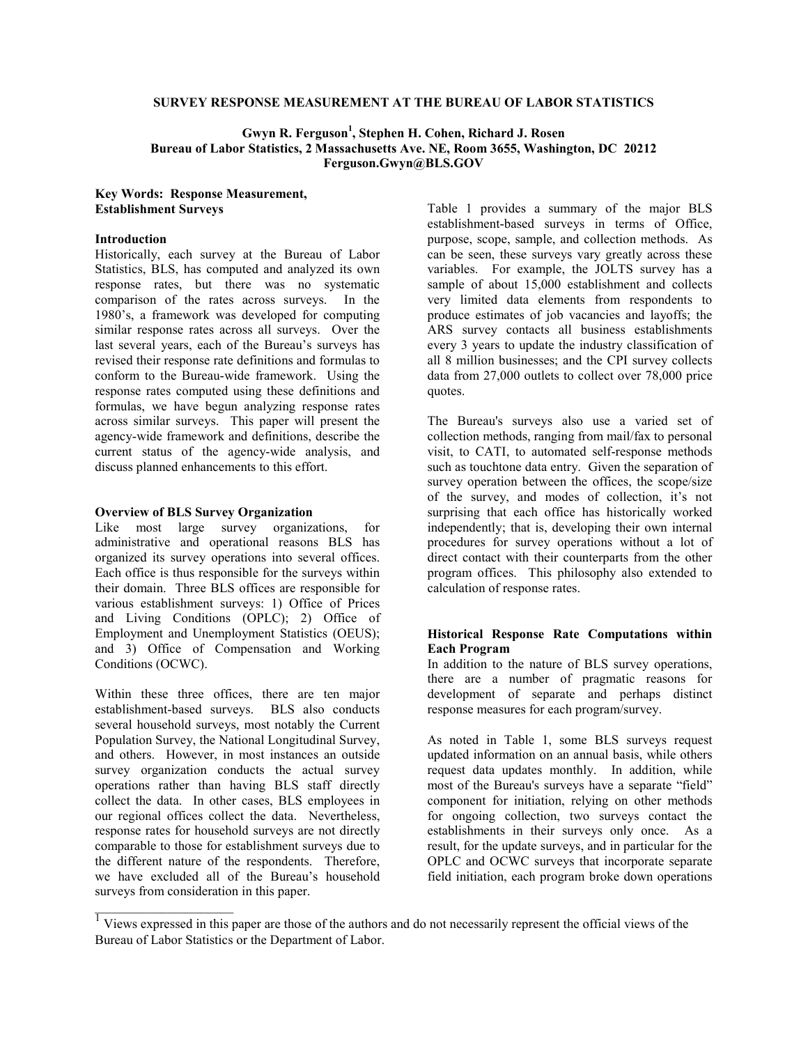# SURVEY RESPONSE MEASUREMENT AT THE BUREAU OF LABOR STATISTICS

**Gwyn R. Ferguson[1], Stephen H. Cohen, Richard J. Rosen**
**Bureau of Labor Statistics, 2 Massachusetts Ave. NE, Room 3655, Washington, DC 20212**
**Ferguson.Gwyn@BLS.GOV**

**Key Words: Response Measurement, Establishment Surveys**

## Introduction

Historically, each survey at the Bureau of Labor Statistics, BLS, has computed and analyzed its own response rates, but there was no systematic comparison of the rates across surveys. In the 1980's, a framework was developed for computing similar response rates across all surveys. Over the last several years, each of the Bureau's surveys has revised their response rate definitions and formulas to conform to the Bureau-wide framework. Using the response rates computed using these definitions and formulas, we have begun analyzing response rates across similar surveys. This paper will present the agency-wide framework and definitions, describe the current status of the agency-wide analysis, and discuss planned enhancements to this effort.

## Overview of BLS Survey Organization

Like most large survey organizations, for administrative and operational reasons BLS has organized its survey operations into several offices. Each office is thus responsible for the surveys within their domain. Three BLS offices are responsible for various establishment surveys: 1) Office of Prices and Living Conditions (OPLC); 2) Office of Employment and Unemployment Statistics (OEUS); and 3) Office of Compensation and Working Conditions (OCWC).

Within these three offices, there are ten major establishment-based surveys. BLS also conducts several household surveys, most notably the Current Population Survey, the National Longitudinal Survey, and others. However, in most instances an outside survey organization conducts the actual survey operations rather than having BLS staff directly collect the data. In other cases, BLS employees in our regional offices collect the data. Nevertheless, response rates for household surveys are not directly comparable to those for establishment surveys due to the different nature of the respondents. Therefore, we have excluded all of the Bureau's household surveys from consideration in this paper.

Table 1 provides a summary of the major BLS establishment-based surveys in terms of Office, purpose, scope, sample, and collection methods. As can be seen, these surveys vary greatly across these variables. For example, the JOLTS survey has a sample of about 15,000 establishment and collects very limited data elements from respondents to produce estimates of job vacancies and layoffs; the ARS survey contacts all business establishments every 3 years to update the industry classification of all 8 million businesses; and the CPI survey collects data from 27,000 outlets to collect over 78,000 price quotes.

The Bureau's surveys also use a varied set of collection methods, ranging from mail/fax to personal visit, to CATI, to automated self-response methods such as touchtone data entry. Given the separation of survey operation between the offices, the scope/size of the survey, and modes of collection, it's not surprising that each office has historically worked independently; that is, developing their own internal procedures for survey operations without a lot of direct contact with their counterparts from the other program offices. This philosophy also extended to calculation of response rates.

## Historical Response Rate Computations within Each Program

In addition to the nature of BLS survey operations, there are a number of pragmatic reasons for development of separate and perhaps distinct response measures for each program/survey.

As noted in Table 1, some BLS surveys request updated information on an annual basis, while others request data updates monthly. In addition, while most of the Bureau's surveys have a separate "field" component for initiation, relying on other methods for ongoing collection, two surveys contact the establishments in their surveys only once. As a result, for the update surveys, and in particular for the OPLC and OCWC surveys that incorporate separate field initiation, each program broke down operations

[1] Views expressed in this paper are those of the authors and do not necessarily represent the official views of the Bureau of Labor Statistics or the Department of Labor.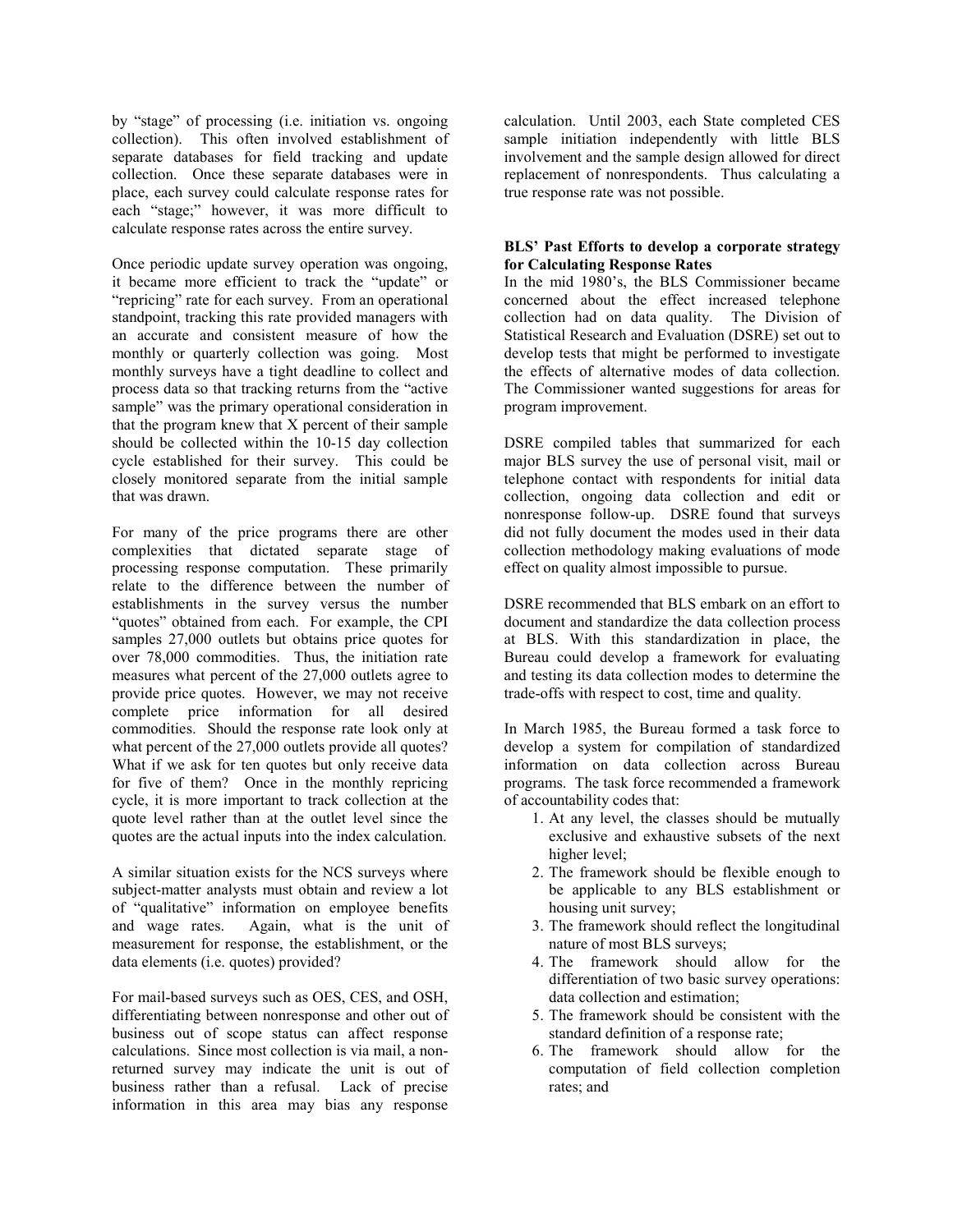by "stage" of processing (i.e. initiation vs. ongoing collection). This often involved establishment of separate databases for field tracking and update collection. Once these separate databases were in place, each survey could calculate response rates for each "stage;" however, it was more difficult to calculate response rates across the entire survey.

Once periodic update survey operation was ongoing, it became more efficient to track the "update" or "repricing" rate for each survey. From an operational standpoint, tracking this rate provided managers with an accurate and consistent measure of how the monthly or quarterly collection was going. Most monthly surveys have a tight deadline to collect and process data so that tracking returns from the "active sample" was the primary operational consideration in that the program knew that X percent of their sample should be collected within the 10-15 day collection cycle established for their survey. This could be closely monitored separate from the initial sample that was drawn.

For many of the price programs there are other complexities that dictated separate stage of processing response computation. These primarily relate to the difference between the number of establishments in the survey versus the number "quotes" obtained from each. For example, the CPI samples 27,000 outlets but obtains price quotes for over 78,000 commodities. Thus, the initiation rate measures what percent of the 27,000 outlets agree to provide price quotes. However, we may not receive complete price information for all desired commodities. Should the response rate look only at what percent of the 27,000 outlets provide all quotes? What if we ask for ten quotes but only receive data for five of them? Once in the monthly repricing cycle, it is more important to track collection at the quote level rather than at the outlet level since the quotes are the actual inputs into the index calculation.

A similar situation exists for the NCS surveys where subject-matter analysts must obtain and review a lot of "qualitative" information on employee benefits and wage rates. Again, what is the unit of measurement for response, the establishment, or the data elements (i.e. quotes) provided?

For mail-based surveys such as OES, CES, and OSH, differentiating between nonresponse and other out of business out of scope status can affect response calculations. Since most collection is via mail, a non-returned survey may indicate the unit is out of business rather than a refusal. Lack of precise information in this area may bias any response calculation. Until 2003, each State completed CES sample initiation independently with little BLS involvement and the sample design allowed for direct replacement of nonrespondents. Thus calculating a true response rate was not possible.

**BLS' Past Efforts to develop a corporate strategy for Calculating Response Rates**

In the mid 1980's, the BLS Commissioner became concerned about the effect increased telephone collection had on data quality. The Division of Statistical Research and Evaluation (DSRE) set out to develop tests that might be performed to investigate the effects of alternative modes of data collection. The Commissioner wanted suggestions for areas for program improvement.

DSRE compiled tables that summarized for each major BLS survey the use of personal visit, mail or telephone contact with respondents for initial data collection, ongoing data collection and edit or nonresponse follow-up. DSRE found that surveys did not fully document the modes used in their data collection methodology making evaluations of mode effect on quality almost impossible to pursue.

DSRE recommended that BLS embark on an effort to document and standardize the data collection process at BLS. With this standardization in place, the Bureau could develop a framework for evaluating and testing its data collection modes to determine the trade-offs with respect to cost, time and quality.

In March 1985, the Bureau formed a task force to develop a system for compilation of standardized information on data collection across Bureau programs. The task force recommended a framework of accountability codes that:

1. At any level, the classes should be mutually exclusive and exhaustive subsets of the next higher level;
2. The framework should be flexible enough to be applicable to any BLS establishment or housing unit survey;
3. The framework should reflect the longitudinal nature of most BLS surveys;
4. The framework should allow for the differentiation of two basic survey operations: data collection and estimation;
5. The framework should be consistent with the standard definition of a response rate;
6. The framework should allow for the computation of field collection completion rates; and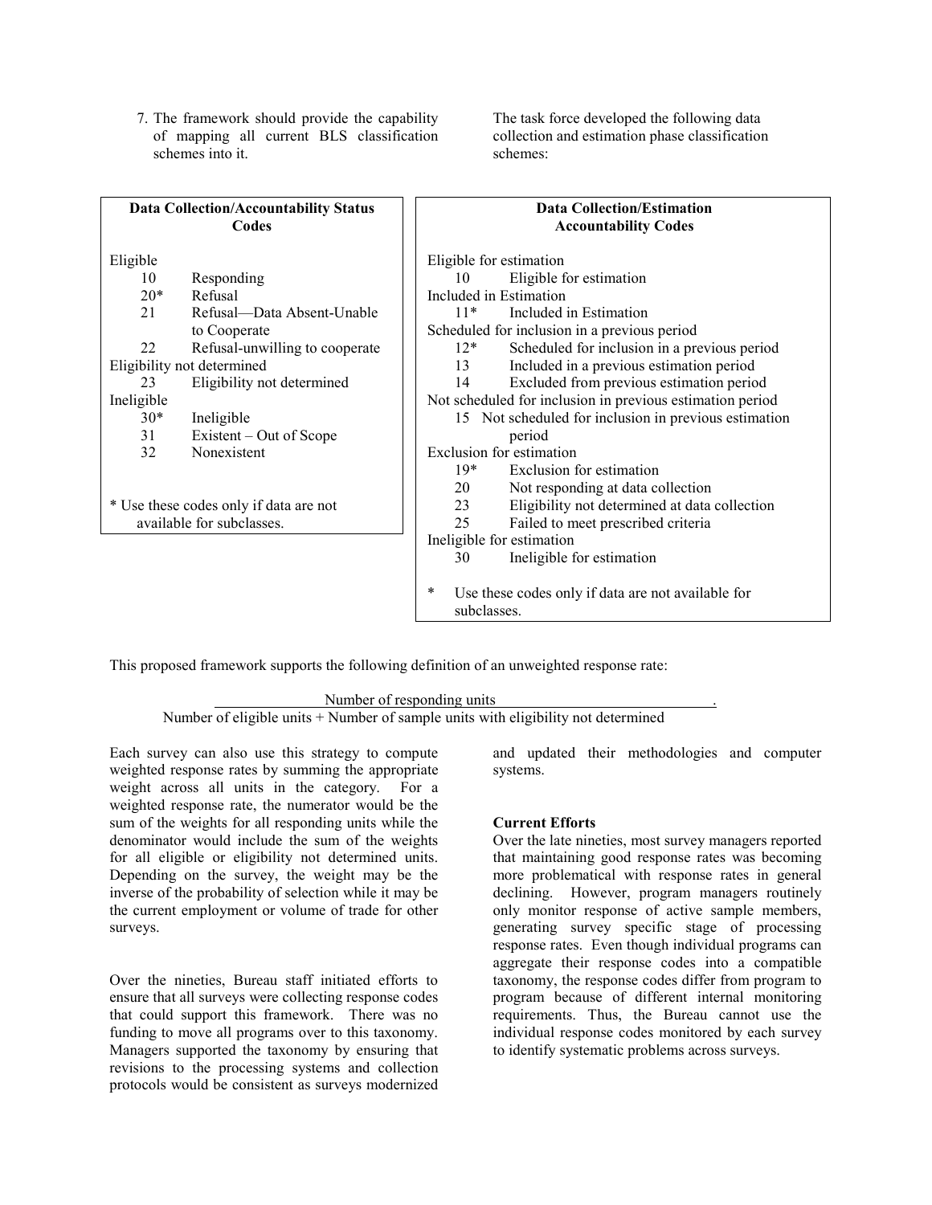7. The framework should provide the capability of mapping all current BLS classification schemes into it.

The task force developed the following data collection and estimation phase classification schemes:

**Data Collection/Accountability Status Codes**

| Code | Description |
|---|---|
| **Eligible** | |
| 10 | Responding |
| 20* | Refusal |
| 21 | Refusal—Data Absent-Unable to Cooperate |
| 22 | Refusal-unwilling to cooperate |
| **Eligibility not determined** | |
| 23 | Eligibility not determined |
| **Ineligible** | |
| 30* | Ineligible |
| 31 | Existent – Out of Scope |
| 32 | Nonexistent |

\* Use these codes only if data are not available for subclasses.

**Data Collection/Estimation Accountability Codes**

| Code | Description |
|---|---|
| **Eligible for estimation** | |
| 10 | Eligible for estimation |
| **Included in Estimation** | |
| 11* | Included in Estimation |
| **Scheduled for inclusion in a previous period** | |
| 12* | Scheduled for inclusion in a previous period |
| 13 | Included in a previous estimation period |
| 14 | Excluded from previous estimation period |
| **Not scheduled for inclusion in previous estimation period** | |
| 15 | Not scheduled for inclusion in previous estimation period |
| **Exclusion for estimation** | |
| 19* | Exclusion for estimation |
| 20 | Not responding at data collection |
| 23 | Eligibility not determined at data collection |
| 25 | Failed to meet prescribed criteria |
| **Ineligible for estimation** | |
| 30 | Ineligible for estimation |

\* Use these codes only if data are not available for subclasses.

This proposed framework supports the following definition of an unweighted response rate:

$$\frac{\text{Number of responding units}}{\text{Number of eligible units} + \text{Number of sample units with eligibility not determined}}$$

Each survey can also use this strategy to compute weighted response rates by summing the appropriate weight across all units in the category. For a weighted response rate, the numerator would be the sum of the weights for all responding units while the denominator would include the sum of the weights for all eligible or eligibility not determined units. Depending on the survey, the weight may be the inverse of the probability of selection while it may be the current employment or volume of trade for other surveys.

Over the nineties, Bureau staff initiated efforts to ensure that all surveys were collecting response codes that could support this framework. There was no funding to move all programs over to this taxonomy. Managers supported the taxonomy by ensuring that revisions to the processing systems and collection protocols would be consistent as surveys modernized and updated their methodologies and computer systems.

**Current Efforts**

Over the late nineties, most survey managers reported that maintaining good response rates was becoming more problematical with response rates in general declining. However, program managers routinely only monitor response of active sample members, generating survey specific stage of processing response rates. Even though individual programs can aggregate their response codes into a compatible taxonomy, the response codes differ from program to program because of different internal monitoring requirements. Thus, the Bureau cannot use the individual response codes monitored by each survey to identify systematic problems across surveys.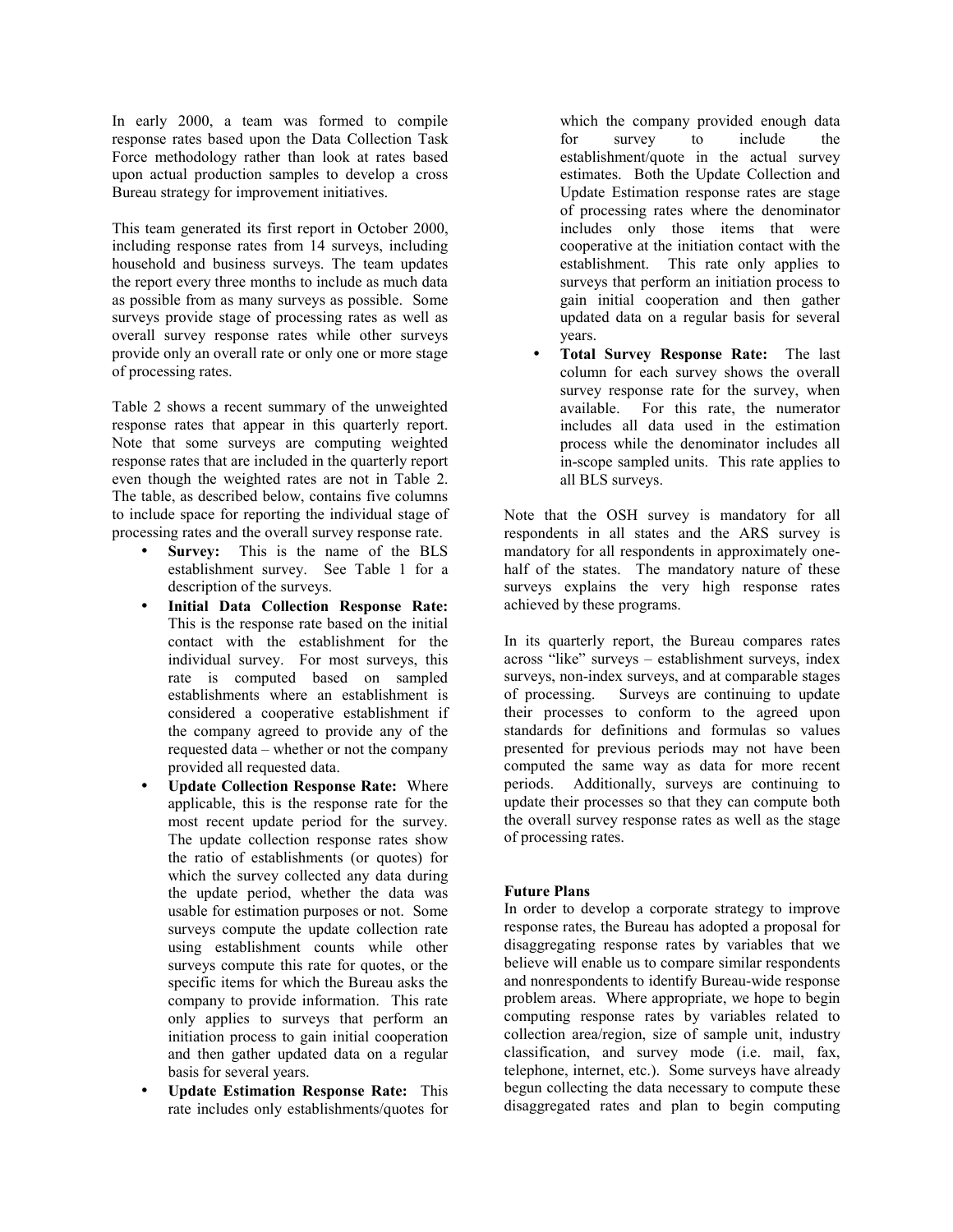In early 2000, a team was formed to compile response rates based upon the Data Collection Task Force methodology rather than look at rates based upon actual production samples to develop a cross Bureau strategy for improvement initiatives.

This team generated its first report in October 2000, including response rates from 14 surveys, including household and business surveys. The team updates the report every three months to include as much data as possible from as many surveys as possible. Some surveys provide stage of processing rates as well as overall survey response rates while other surveys provide only an overall rate or only one or more stage of processing rates.

Table 2 shows a recent summary of the unweighted response rates that appear in this quarterly report. Note that some surveys are computing weighted response rates that are included in the quarterly report even though the weighted rates are not in Table 2. The table, as described below, contains five columns to include space for reporting the individual stage of processing rates and the overall survey response rate.

- **Survey:** This is the name of the BLS establishment survey. See Table 1 for a description of the surveys.
- **Initial Data Collection Response Rate:** This is the response rate based on the initial contact with the establishment for the individual survey. For most surveys, this rate is computed based on sampled establishments where an establishment is considered a cooperative establishment if the company agreed to provide any of the requested data – whether or not the company provided all requested data.
- **Update Collection Response Rate:** Where applicable, this is the response rate for the most recent update period for the survey. The update collection response rates show the ratio of establishments (or quotes) for which the survey collected any data during the update period, whether the data was usable for estimation purposes or not. Some surveys compute the update collection rate using establishment counts while other surveys compute this rate for quotes, or the specific items for which the Bureau asks the company to provide information. This rate only applies to surveys that perform an initiation process to gain initial cooperation and then gather updated data on a regular basis for several years.
- **Update Estimation Response Rate:** This rate includes only establishments/quotes for which the company provided enough data for survey to include the establishment/quote in the actual survey estimates. Both the Update Collection and Update Estimation response rates are stage of processing rates where the denominator includes only those items that were cooperative at the initiation contact with the establishment. This rate only applies to surveys that perform an initiation process to gain initial cooperation and then gather updated data on a regular basis for several years.
- **Total Survey Response Rate:** The last column for each survey shows the overall survey response rate for the survey, when available. For this rate, the numerator includes all data used in the estimation process while the denominator includes all in-scope sampled units. This rate applies to all BLS surveys.

Note that the OSH survey is mandatory for all respondents in all states and the ARS survey is mandatory for all respondents in approximately one-half of the states. The mandatory nature of these surveys explains the very high response rates achieved by these programs.

In its quarterly report, the Bureau compares rates across "like" surveys – establishment surveys, index surveys, non-index surveys, and at comparable stages of processing. Surveys are continuing to update their processes to conform to the agreed upon standards for definitions and formulas so values presented for previous periods may not have been computed the same way as data for more recent periods. Additionally, surveys are continuing to update their processes so that they can compute both the overall survey response rates as well as the stage of processing rates.

### Future Plans

In order to develop a corporate strategy to improve response rates, the Bureau has adopted a proposal for disaggregating response rates by variables that we believe will enable us to compare similar respondents and nonrespondents to identify Bureau-wide response problem areas. Where appropriate, we hope to begin computing response rates by variables related to collection area/region, size of sample unit, industry classification, and survey mode (i.e. mail, fax, telephone, internet, etc.). Some surveys have already begun collecting the data necessary to compute these disaggregated rates and plan to begin computing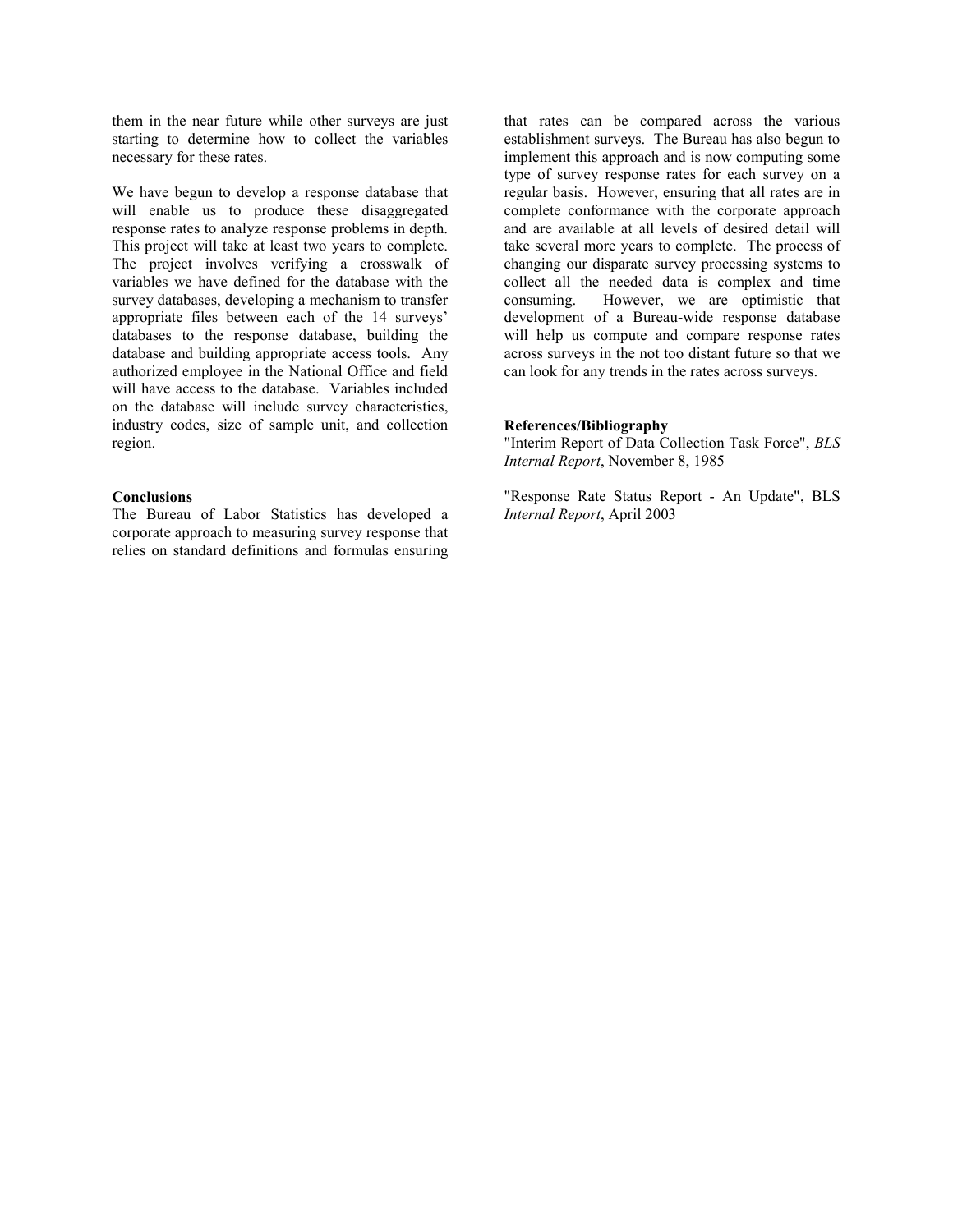them in the near future while other surveys are just starting to determine how to collect the variables necessary for these rates.

We have begun to develop a response database that will enable us to produce these disaggregated response rates to analyze response problems in depth. This project will take at least two years to complete. The project involves verifying a crosswalk of variables we have defined for the database with the survey databases, developing a mechanism to transfer appropriate files between each of the 14 surveys' databases to the response database, building the database and building appropriate access tools. Any authorized employee in the National Office and field will have access to the database. Variables included on the database will include survey characteristics, industry codes, size of sample unit, and collection region.

**Conclusions**

The Bureau of Labor Statistics has developed a corporate approach to measuring survey response that relies on standard definitions and formulas ensuring that rates can be compared across the various establishment surveys. The Bureau has also begun to implement this approach and is now computing some type of survey response rates for each survey on a regular basis. However, ensuring that all rates are in complete conformance with the corporate approach and are available at all levels of desired detail will take several more years to complete. The process of changing our disparate survey processing systems to collect all the needed data is complex and time consuming. However, we are optimistic that development of a Bureau-wide response database will help us compute and compare response rates across surveys in the not too distant future so that we can look for any trends in the rates across surveys.

**References/Bibliography**

"Interim Report of Data Collection Task Force", *BLS Internal Report*, November 8, 1985

"Response Rate Status Report - An Update", BLS *Internal Report*, April 2003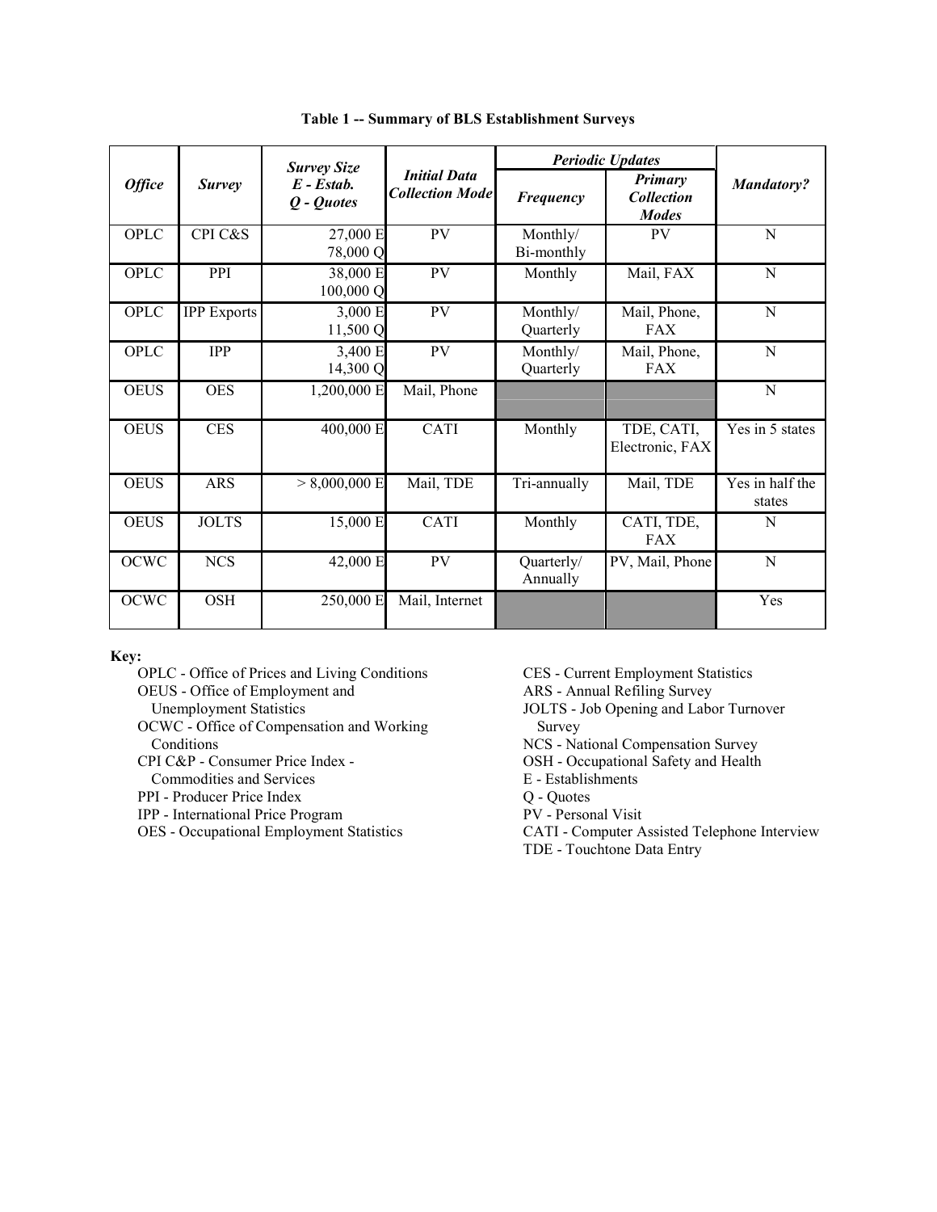**Table 1 -- Summary of BLS Establishment Surveys**

| *Office* | *Survey* | *Survey Size E - Estab. Q - Quotes* | *Initial Data Collection Mode* | *Periodic Updates* | | *Mandatory?* |
|---|---|---|---|---|---|---|
| | | | | *Frequency* | *Primary Collection Modes* | |
| OPLC | CPI C&S | 27,000 E 78,000 Q | PV | Monthly/ Bi-monthly | PV | N |
| OPLC | PPI | 38,000 E 100,000 Q | PV | Monthly | Mail, FAX | N |
| OPLC | IPP Exports | 3,000 E 11,500 Q | PV | Monthly/ Quarterly | Mail, Phone, FAX | N |
| OPLC | IPP | 3,400 E 14,300 Q | PV | Monthly/ Quarterly | Mail, Phone, FAX | N |
| OEUS | OES | 1,200,000 E | Mail, Phone | | | N |
| OEUS | CES | 400,000 E | CATI | Monthly | TDE, CATI, Electronic, FAX | Yes in 5 states |
| OEUS | ARS | > 8,000,000 E | Mail, TDE | Tri-annually | Mail, TDE | Yes in half the states |
| OEUS | JOLTS | 15,000 E | CATI | Monthly | CATI, TDE, FAX | N |
| OCWC | NCS | 42,000 E | PV | Quarterly/ Annually | PV, Mail, Phone | N |
| OCWC | OSH | 250,000 E | Mail, Internet | | | Yes |

**Key:**

- OPLC - Office of Prices and Living Conditions
- OEUS - Office of Employment and Unemployment Statistics
- OCWC - Office of Compensation and Working Conditions
- CPI C&P - Consumer Price Index - Commodities and Services
- PPI - Producer Price Index
- IPP - International Price Program
- OES - Occupational Employment Statistics
- CES - Current Employment Statistics
- ARS - Annual Refiling Survey
- JOLTS - Job Opening and Labor Turnover Survey
- NCS - National Compensation Survey
- OSH - Occupational Safety and Health
- E - Establishments
- Q - Quotes
- PV - Personal Visit
- CATI - Computer Assisted Telephone Interview
- TDE - Touchtone Data Entry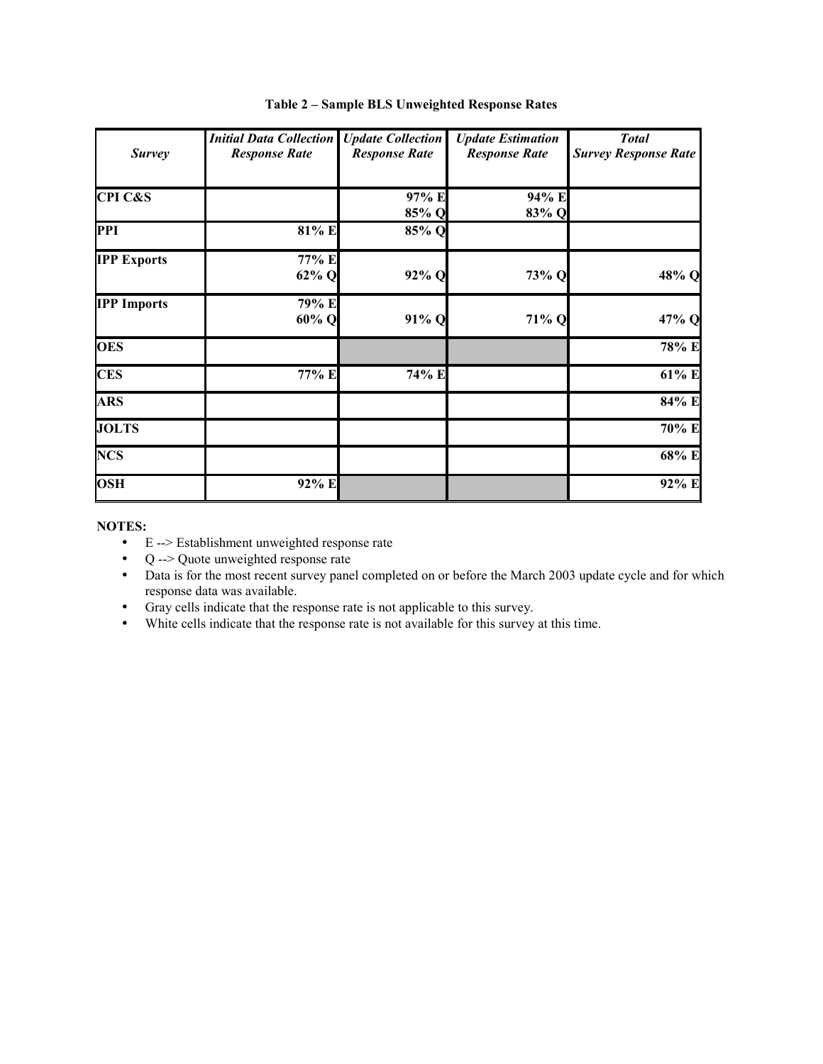**Table 2 – Sample BLS Unweighted Response Rates**

| *Survey* | *Initial Data Collection Response Rate* | *Update Collection Response Rate* | *Update Estimation Response Rate* | *Total Survey Response Rate* |
|---|---|---|---|---|
| **CPI C&S** | | **97% E** **85% Q** | **94% E** **83% Q** | |
| **PPI** | **81% E** | **85% Q** | | |
| **IPP Exports** | **77% E** **62% Q** | **92% Q** | **73% Q** | **48% Q** |
| **IPP Imports** | **79% E** **60% Q** | **91% Q** | **71% Q** | **47% Q** |
| **OES** | | | | **78% E** |
| **CES** | **77% E** | **74% E** | | **61% E** |
| **ARS** | | | | **84% E** |
| **JOLTS** | | | | **70% E** |
| **NCS** | | | | **68% E** |
| **OSH** | **92% E** | | | **92% E** |

**NOTES:**

- E --> Establishment unweighted response rate
- Q --> Quote unweighted response rate
- Data is for the most recent survey panel completed on or before the March 2003 update cycle and for which response data was available.
- Gray cells indicate that the response rate is not applicable to this survey.
- White cells indicate that the response rate is not available for this survey at this time.